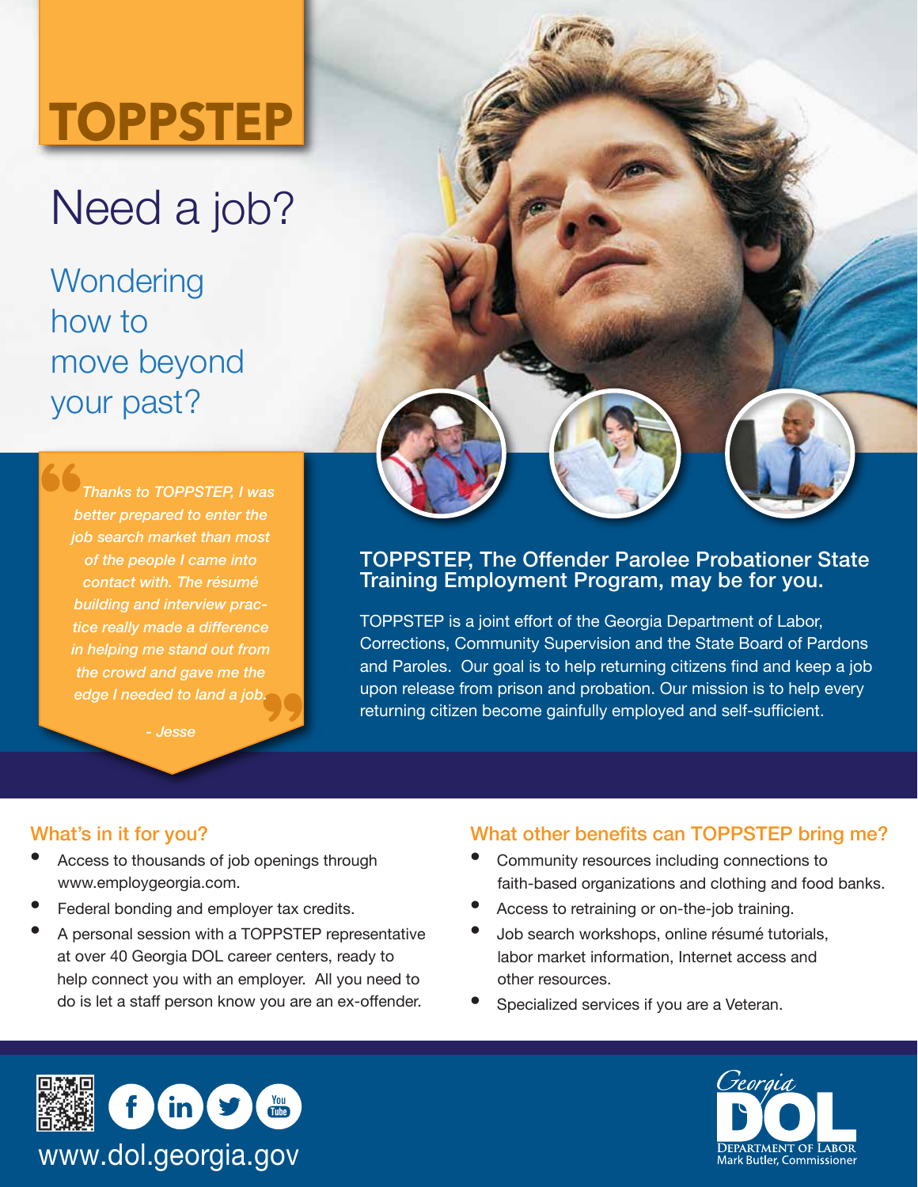# TOPPSTEP

## Need a job?

### Wondering how to move beyond your past?

> *Thanks to TOPPSTEP, I was better prepared to enter the job search market than most of the people I came into contact with. The résumé building and interview practice really made a difference in helping me stand out from the crowd and gave me the edge I needed to land a job.*
>
> *- Jesse*

## TOPPSTEP, The Offender Parolee Probationer State Training Employment Program, may be for you.

TOPPSTEP is a joint effort of the Georgia Department of Labor, Corrections, Community Supervision and the State Board of Pardons and Paroles. Our goal is to help returning citizens find and keep a job upon release from prison and probation. Our mission is to help every returning citizen become gainfully employed and self-sufficient.

### What's in it for you?

- Access to thousands of job openings through www.employgeorgia.com.
- Federal bonding and employer tax credits.
- A personal session with a TOPPSTEP representative at over 40 Georgia DOL career centers, ready to help connect you with an employer. All you need to do is let a staff person know you are an ex-offender.

### What other benefits can TOPPSTEP bring me?

- Community resources including connections to faith-based organizations and clothing and food banks.
- Access to retraining or on-the-job training.
- Job search workshops, online résumé tutorials, labor market information, Internet access and other resources.
- Specialized services if you are a Veteran.

www.dol.georgia.gov

Georgia DOL
Department of Labor
Mark Butler, Commissioner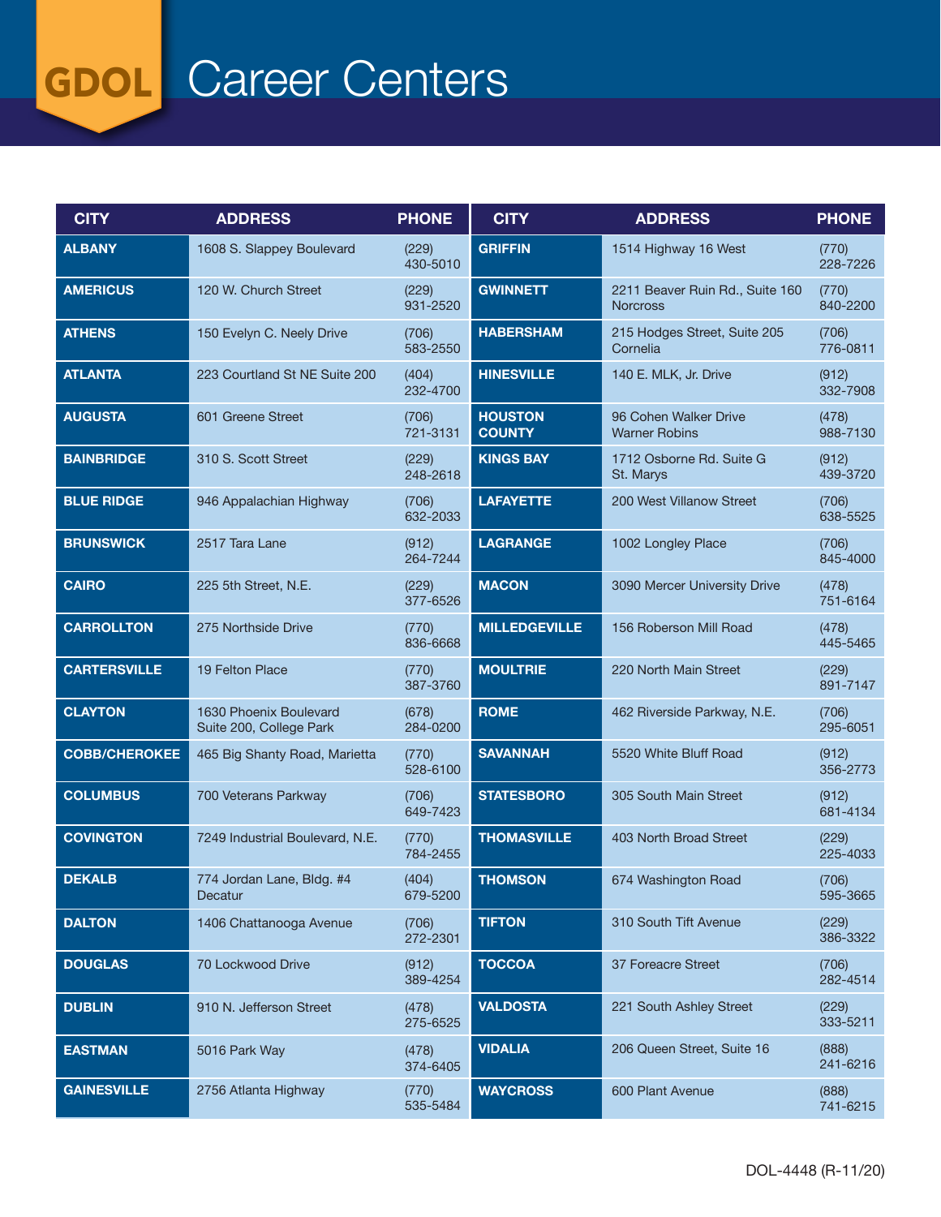# GDOL Career Centers

| CITY | ADDRESS | PHONE | CITY | ADDRESS | PHONE |
|---|---|---|---|---|---|
| ALBANY | 1608 S. Slappey Boulevard | (229) 430-5010 | GRIFFIN | 1514 Highway 16 West | (770) 228-7226 |
| AMERICUS | 120 W. Church Street | (229) 931-2520 | GWINNETT | 2211 Beaver Ruin Rd., Suite 160 Norcross | (770) 840-2200 |
| ATHENS | 150 Evelyn C. Neely Drive | (706) 583-2550 | HABERSHAM | 215 Hodges Street, Suite 205 Cornelia | (706) 776-0811 |
| ATLANTA | 223 Courtland St NE Suite 200 | (404) 232-4700 | HINESVILLE | 140 E. MLK, Jr. Drive | (912) 332-7908 |
| AUGUSTA | 601 Greene Street | (706) 721-3131 | HOUSTON COUNTY | 96 Cohen Walker Drive Warner Robins | (478) 988-7130 |
| BAINBRIDGE | 310 S. Scott Street | (229) 248-2618 | KINGS BAY | 1712 Osborne Rd. Suite G St. Marys | (912) 439-3720 |
| BLUE RIDGE | 946 Appalachian Highway | (706) 632-2033 | LAFAYETTE | 200 West Villanow Street | (706) 638-5525 |
| BRUNSWICK | 2517 Tara Lane | (912) 264-7244 | LAGRANGE | 1002 Longley Place | (706) 845-4000 |
| CAIRO | 225 5th Street, N.E. | (229) 377-6526 | MACON | 3090 Mercer University Drive | (478) 751-6164 |
| CARROLLTON | 275 Northside Drive | (770) 836-6668 | MILLEDGEVILLE | 156 Roberson Mill Road | (478) 445-5465 |
| CARTERSVILLE | 19 Felton Place | (770) 387-3760 | MOULTRIE | 220 North Main Street | (229) 891-7147 |
| CLAYTON | 1630 Phoenix Boulevard Suite 200, College Park | (678) 284-0200 | ROME | 462 Riverside Parkway, N.E. | (706) 295-6051 |
| COBB/CHEROKEE | 465 Big Shanty Road, Marietta | (770) 528-6100 | SAVANNAH | 5520 White Bluff Road | (912) 356-2773 |
| COLUMBUS | 700 Veterans Parkway | (706) 649-7423 | STATESBORO | 305 South Main Street | (912) 681-4134 |
| COVINGTON | 7249 Industrial Boulevard, N.E. | (770) 784-2455 | THOMASVILLE | 403 North Broad Street | (229) 225-4033 |
| DEKALB | 774 Jordan Lane, Bldg. #4 Decatur | (404) 679-5200 | THOMSON | 674 Washington Road | (706) 595-3665 |
| DALTON | 1406 Chattanooga Avenue | (706) 272-2301 | TIFTON | 310 South Tift Avenue | (229) 386-3322 |
| DOUGLAS | 70 Lockwood Drive | (912) 389-4254 | TOCCOA | 37 Foreacre Street | (706) 282-4514 |
| DUBLIN | 910 N. Jefferson Street | (478) 275-6525 | VALDOSTA | 221 South Ashley Street | (229) 333-5211 |
| EASTMAN | 5016 Park Way | (478) 374-6405 | VIDALIA | 206 Queen Street, Suite 16 | (888) 241-6216 |
| GAINESVILLE | 2756 Atlanta Highway | (770) 535-5484 | WAYCROSS | 600 Plant Avenue | (888) 741-6215 |

DOL-4448 (R-11/20)